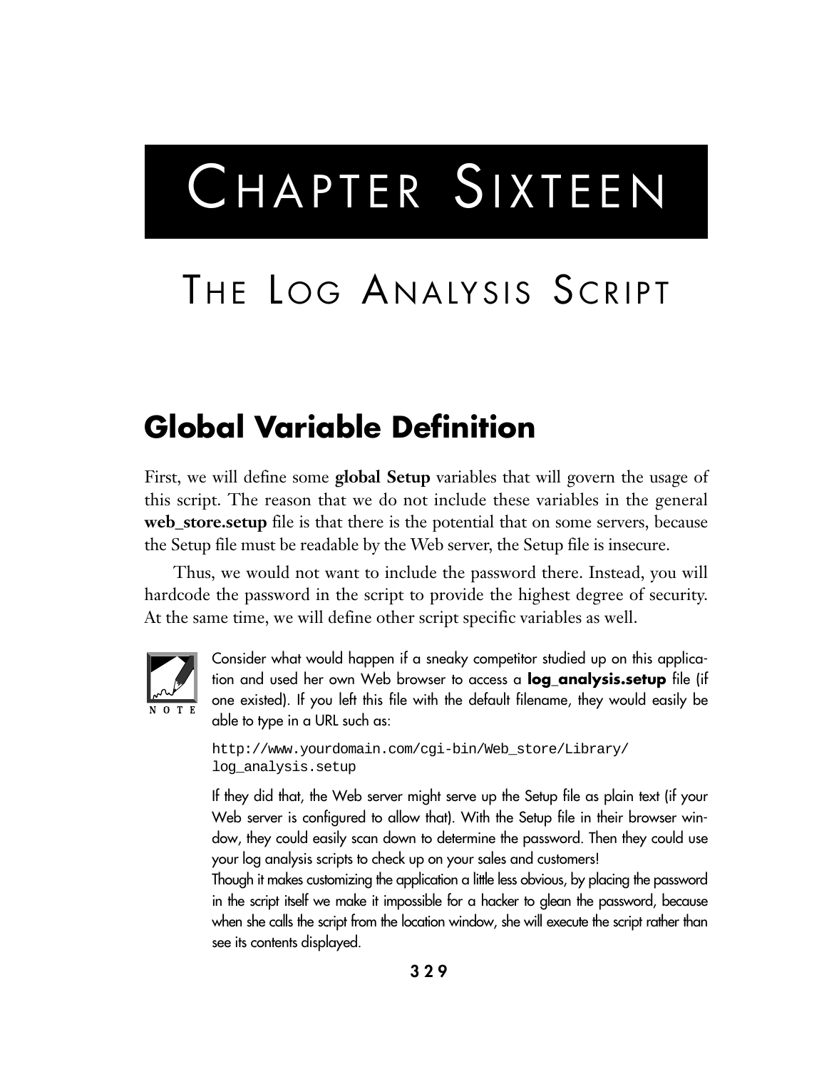# CHAPTER SIXTEEN

# THE LOG ANALYSIS SCRIPT

## Global Variable Definition

First, we will define some **global Setup** variables that will govern the usage of this script. The reason that we do not include these variables in the general **web_store.setup** file is that there is the potential that on some servers, because the Setup file must be readable by the Web server, the Setup file is insecure.

Thus, we would not want to include the password there. Instead, you will hardcode the password in the script to provide the highest degree of security. At the same time, we will define other script specific variables as well.

> **NOTE**
>
> Consider what would happen if a sneaky competitor studied up on this application and used her own Web browser to access a **log_analysis.setup** file (if one existed). If you left this file with the default filename, they would easily be able to type in a URL such as:
>
> ```
> http://www.yourdomain.com/cgi-bin/Web_store/Library/
> log_analysis.setup
> ```
>
> If they did that, the Web server might serve up the Setup file as plain text (if your Web server is configured to allow that). With the Setup file in their browser window, they could easily scan down to determine the password. Then they could use your log analysis scripts to check up on your sales and customers!
>
> Though it makes customizing the application a little less obvious, by placing the password in the script itself we make it impossible for a hacker to glean the password, because when she calls the script from the location window, she will execute the script rather than see its contents displayed.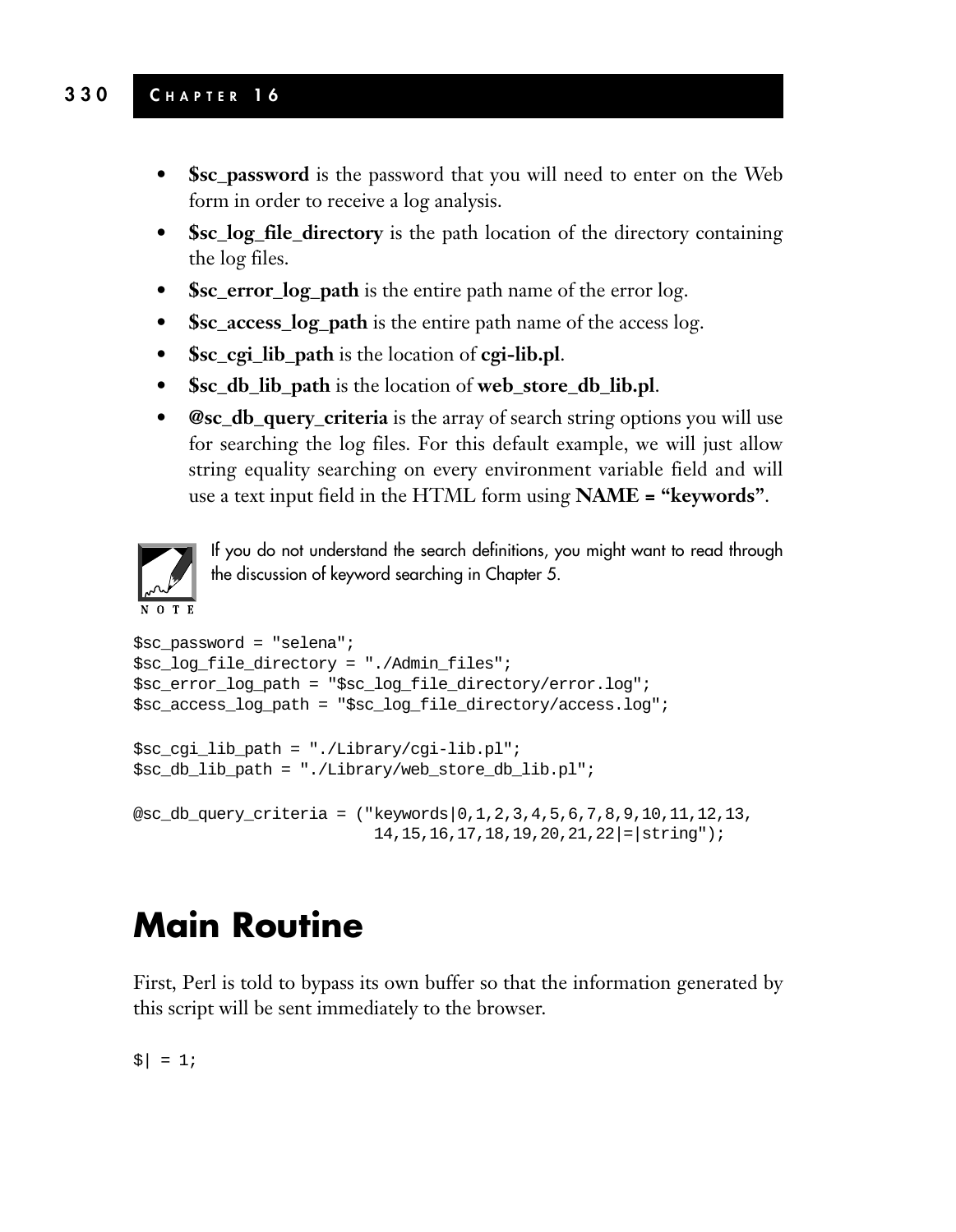- **$sc_password** is the password that you will need to enter on the Web form in order to receive a log analysis.
- **$sc_log_file_directory** is the path location of the directory containing the log files.
- **$sc_error_log_path** is the entire path name of the error log.
- **$sc_access_log_path** is the entire path name of the access log.
- **$sc_cgi_lib_path** is the location of **cgi-lib.pl**.
- **$sc_db_lib_path** is the location of **web_store_db_lib.pl**.
- **@sc_db_query_criteria** is the array of search string options you will use for searching the log files. For this default example, we will just allow string equality searching on every environment variable field and will use a text input field in the HTML form using **NAME = "keywords"**.

NOTE: If you do not understand the search definitions, you might want to read through the discussion of keyword searching in Chapter 5.

```
$sc_password = "selena";
$sc_log_file_directory = "./Admin_files";
$sc_error_log_path = "$sc_log_file_directory/error.log";
$sc_access_log_path = "$sc_log_file_directory/access.log";

$sc_cgi_lib_path = "./Library/cgi-lib.pl";
$sc_db_lib_path = "./Library/web_store_db_lib.pl";

@sc_db_query_criteria = ("keywords|0,1,2,3,4,5,6,7,8,9,10,11,12,13,
                          14,15,16,17,18,19,20,21,22|=|string");
```

## Main Routine

First, Perl is told to bypass its own buffer so that the information generated by this script will be sent immediately to the browser.

```
$| = 1;
```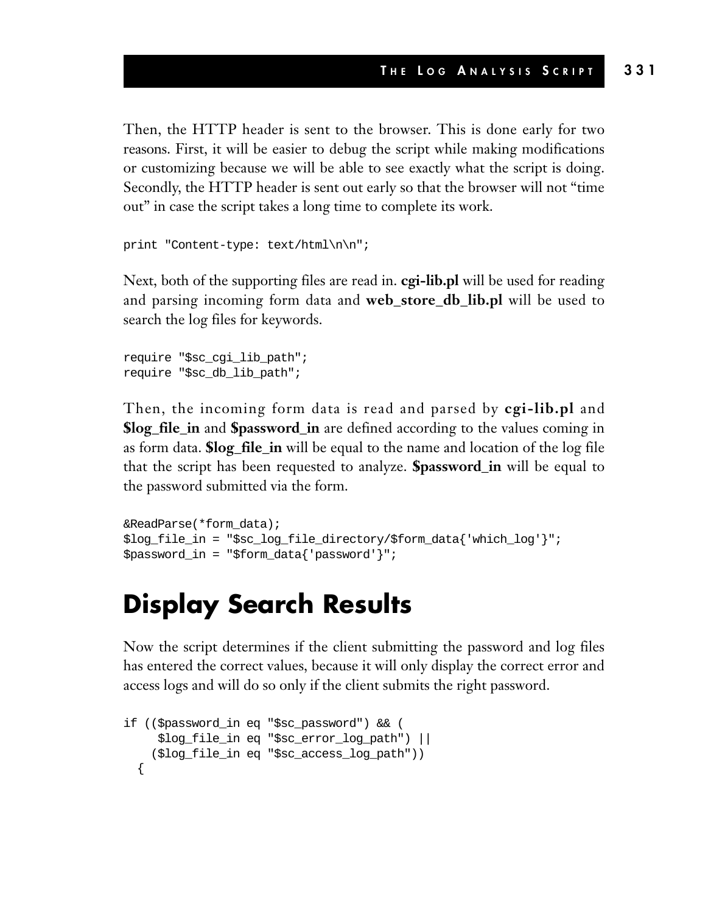Then, the HTTP header is sent to the browser. This is done early for two reasons. First, it will be easier to debug the script while making modifications or customizing because we will be able to see exactly what the script is doing. Secondly, the HTTP header is sent out early so that the browser will not "time out" in case the script takes a long time to complete its work.

```
print "Content-type: text/html\n\n";
```

Next, both of the supporting files are read in. **cgi-lib.pl** will be used for reading and parsing incoming form data and **web_store_db_lib.pl** will be used to search the log files for keywords.

```
require "$sc_cgi_lib_path";
require "$sc_db_lib_path";
```

Then, the incoming form data is read and parsed by **cgi-lib.pl** and **$log_file_in** and **$password_in** are defined according to the values coming in as form data. **$log_file_in** will be equal to the name and location of the log file that the script has been requested to analyze. **$password_in** will be equal to the password submitted via the form.

```
&ReadParse(*form_data);
$log_file_in = "$sc_log_file_directory/$form_data{'which_log'}";
$password_in = "$form_data{'password'}";
```

# Display Search Results

Now the script determines if the client submitting the password and log files has entered the correct values, because it will only display the correct error and access logs and will do so only if the client submits the right password.

```
if (($password_in eq "$sc_password") && (
     $log_file_in eq "$sc_error_log_path") ||
    ($log_file_in eq "$sc_access_log_path"))
  {
```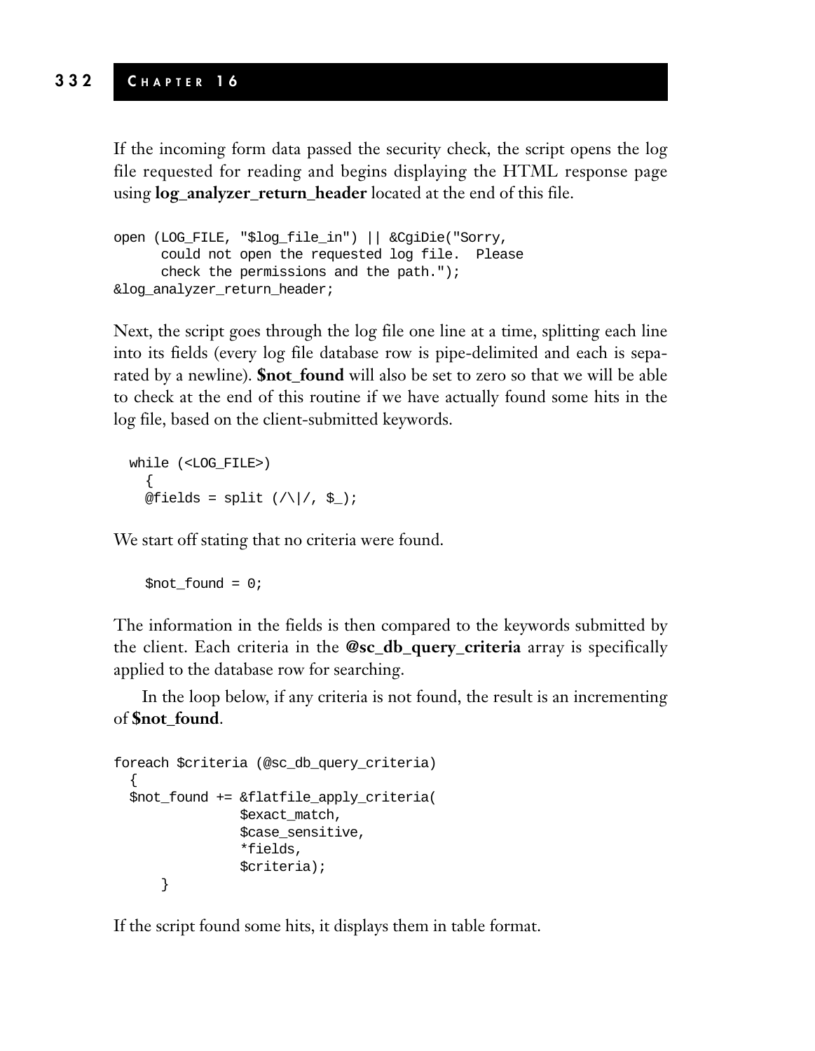If the incoming form data passed the security check, the script opens the log file requested for reading and begins displaying the HTML response page using **log_analyzer_return_header** located at the end of this file.

```
open (LOG_FILE, "$log_file_in") || &CgiDie("Sorry,
      could not open the requested log file.  Please
      check the permissions and the path.");
&log_analyzer_return_header;
```

Next, the script goes through the log file one line at a time, splitting each line into its fields (every log file database row is pipe-delimited and each is separated by a newline). **$not_found** will also be set to zero so that we will be able to check at the end of this routine if we have actually found some hits in the log file, based on the client-submitted keywords.

```
  while (<LOG_FILE>)
    {
    @fields = split (/\|/, $_);
```

We start off stating that no criteria were found.

```
    $not_found = 0;
```

The information in the fields is then compared to the keywords submitted by the client. Each criteria in the **@sc_db_query_criteria** array is specifically applied to the database row for searching.

In the loop below, if any criteria is not found, the result is an incrementing of **$not_found**.

```
foreach $criteria (@sc_db_query_criteria)
  {
  $not_found += &flatfile_apply_criteria(
                $exact_match,
                $case_sensitive,
                *fields,
                $criteria);
      }
```

If the script found some hits, it displays them in table format.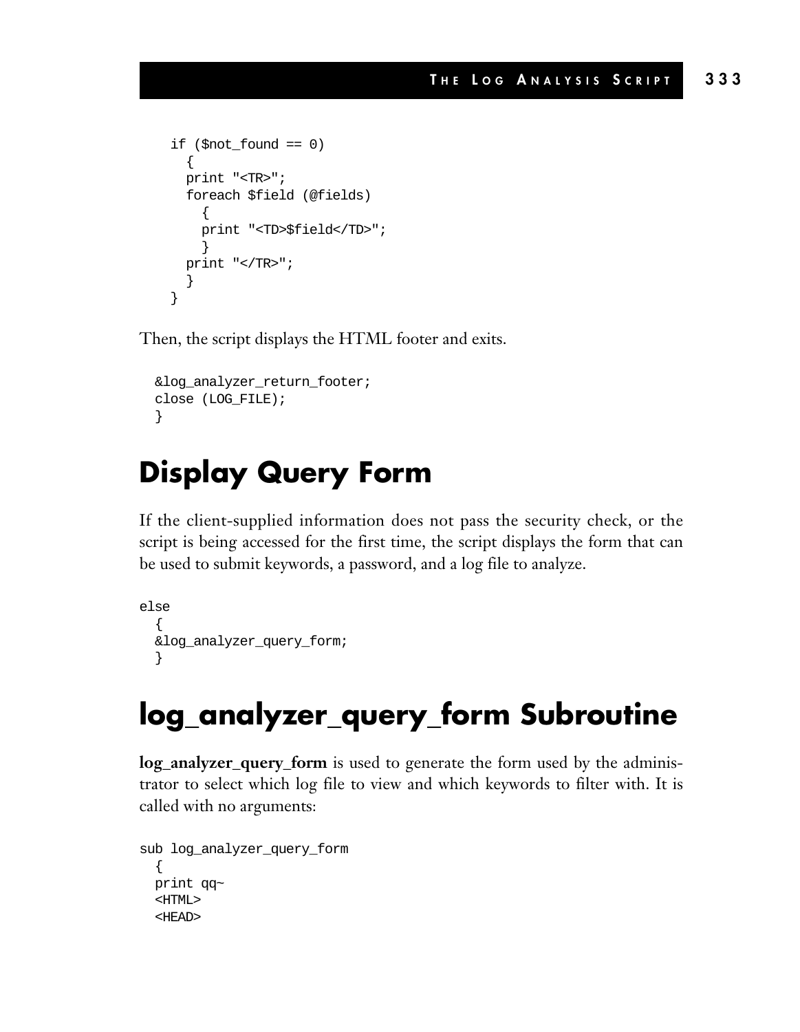```
    if ($not_found == 0)
      {
      print "<TR>";
      foreach $field (@fields)
        {
        print "<TD>$field</TD>";
        }
      print "</TR>";
      }
    }
```

Then, the script displays the HTML footer and exits.

```
  &log_analyzer_return_footer;
  close (LOG_FILE);
  }
```

# Display Query Form

If the client-supplied information does not pass the security check, or the script is being accessed for the first time, the script displays the form that can be used to submit keywords, a password, and a log file to analyze.

```
else
  {
  &log_analyzer_query_form;
  }
```

# log_analyzer_query_form Subroutine

**log_analyzer_query_form** is used to generate the form used by the administrator to select which log file to view and which keywords to filter with. It is called with no arguments:

```
sub log_analyzer_query_form
  {
  print qq~
  <HTML>
  <HEAD>
```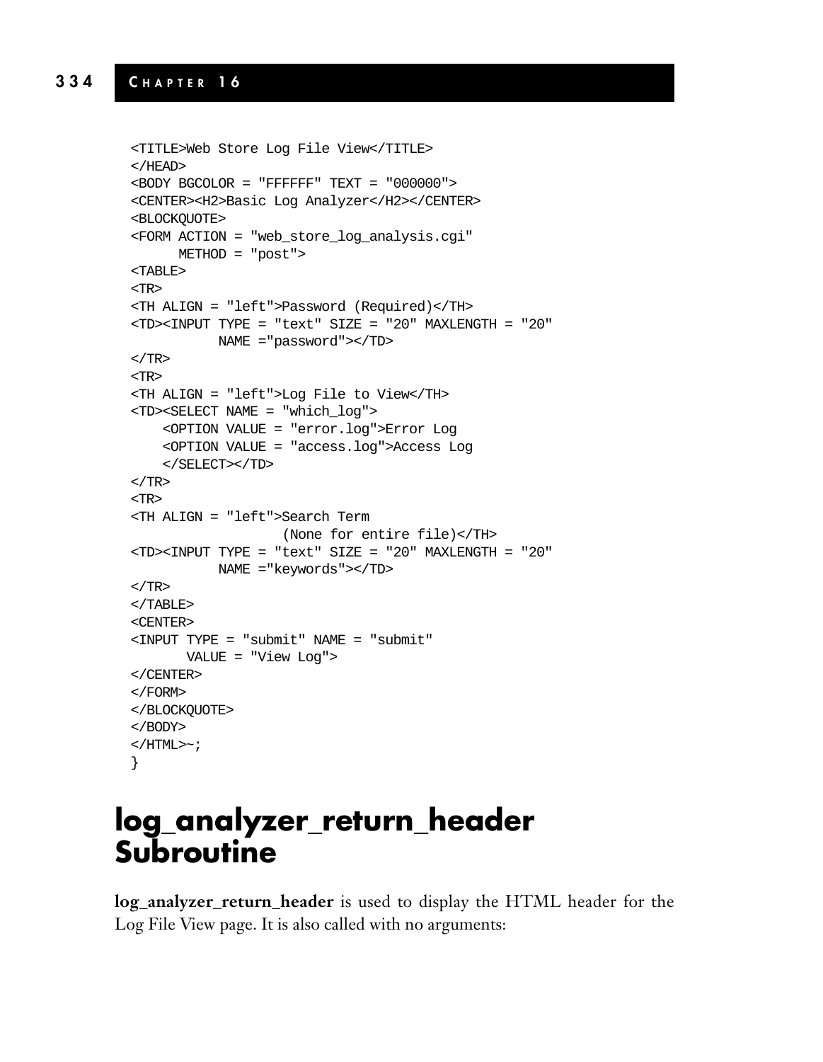```
<TITLE>Web Store Log File View</TITLE>
</HEAD>
<BODY BGCOLOR = "FFFFFF" TEXT = "000000">
<CENTER><H2>Basic Log Analyzer</H2></CENTER>
<BLOCKQUOTE>
<FORM ACTION = "web_store_log_analysis.cgi"
      METHOD = "post">
<TABLE>
<TR>
<TH ALIGN = "left">Password (Required)</TH>
<TD><INPUT TYPE = "text" SIZE = "20" MAXLENGTH = "20"
           NAME ="password"></TD>
</TR>
<TR>
<TH ALIGN = "left">Log File to View</TH>
<TD><SELECT NAME = "which_log">
    <OPTION VALUE = "error.log">Error Log
    <OPTION VALUE = "access.log">Access Log
    </SELECT></TD>
</TR>
<TR>
<TH ALIGN = "left">Search Term
                   (None for entire file)</TH>
<TD><INPUT TYPE = "text" SIZE = "20" MAXLENGTH = "20"
           NAME ="keywords"></TD>
</TR>
</TABLE>
<CENTER>
<INPUT TYPE = "submit" NAME = "submit"
       VALUE = "View Log">
</CENTER>
</FORM>
</BLOCKQUOTE>
</BODY>
</HTML>~;
}
```

# log_analyzer_return_header Subroutine

**log_analyzer_return_header** is used to display the HTML header for the Log File View page. It is also called with no arguments: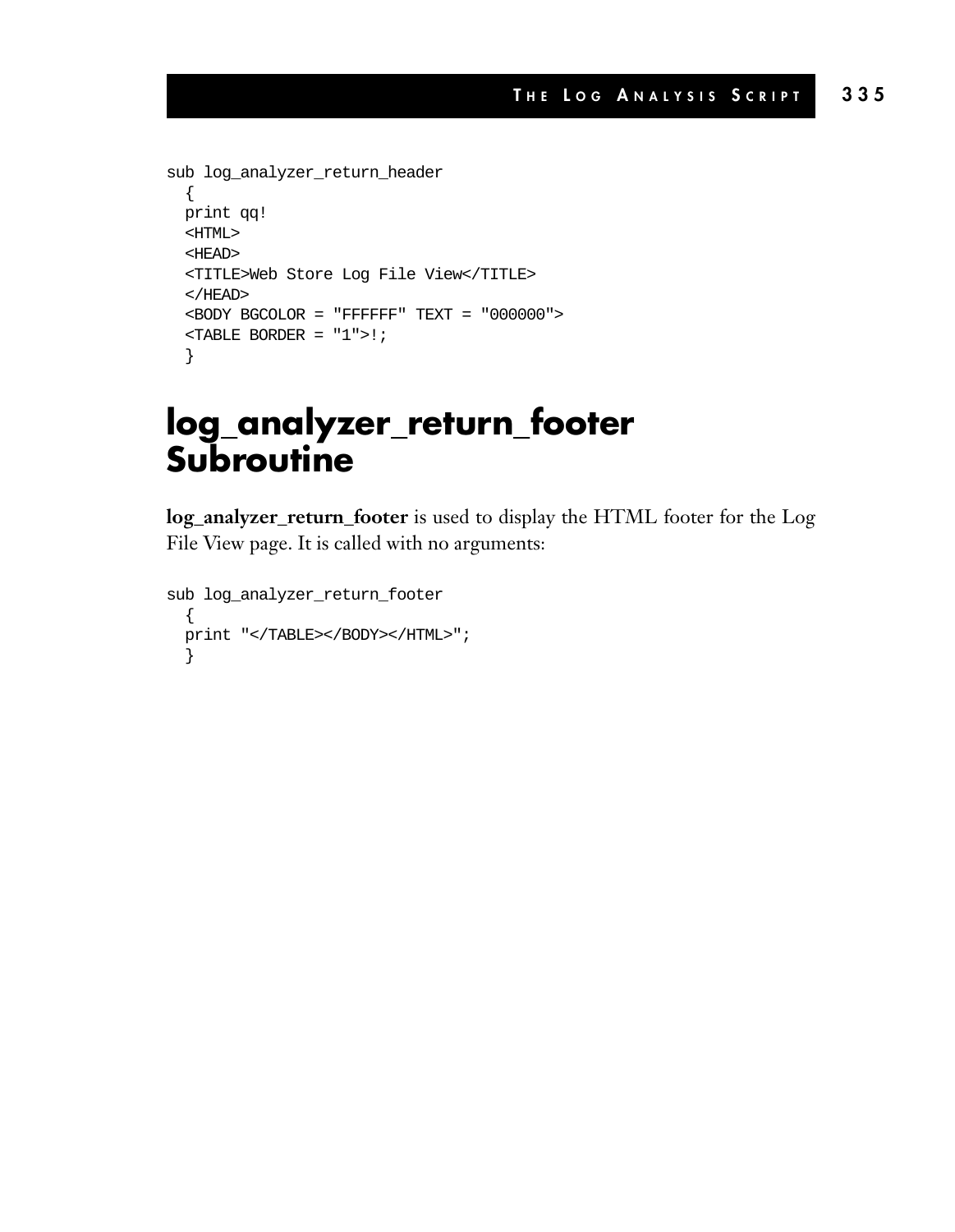```
sub log_analyzer_return_header
  {
  print qq!
  <HTML>
  <HEAD>
  <TITLE>Web Store Log File View</TITLE>
  </HEAD>
  <BODY BGCOLOR = "FFFFFF" TEXT = "000000">
  <TABLE BORDER = "1">!;
  }
```

# log_analyzer_return_footer Subroutine

**log_analyzer_return_footer** is used to display the HTML footer for the Log File View page. It is called with no arguments:

```
sub log_analyzer_return_footer
  {
  print "</TABLE></BODY></HTML>";
  }
```